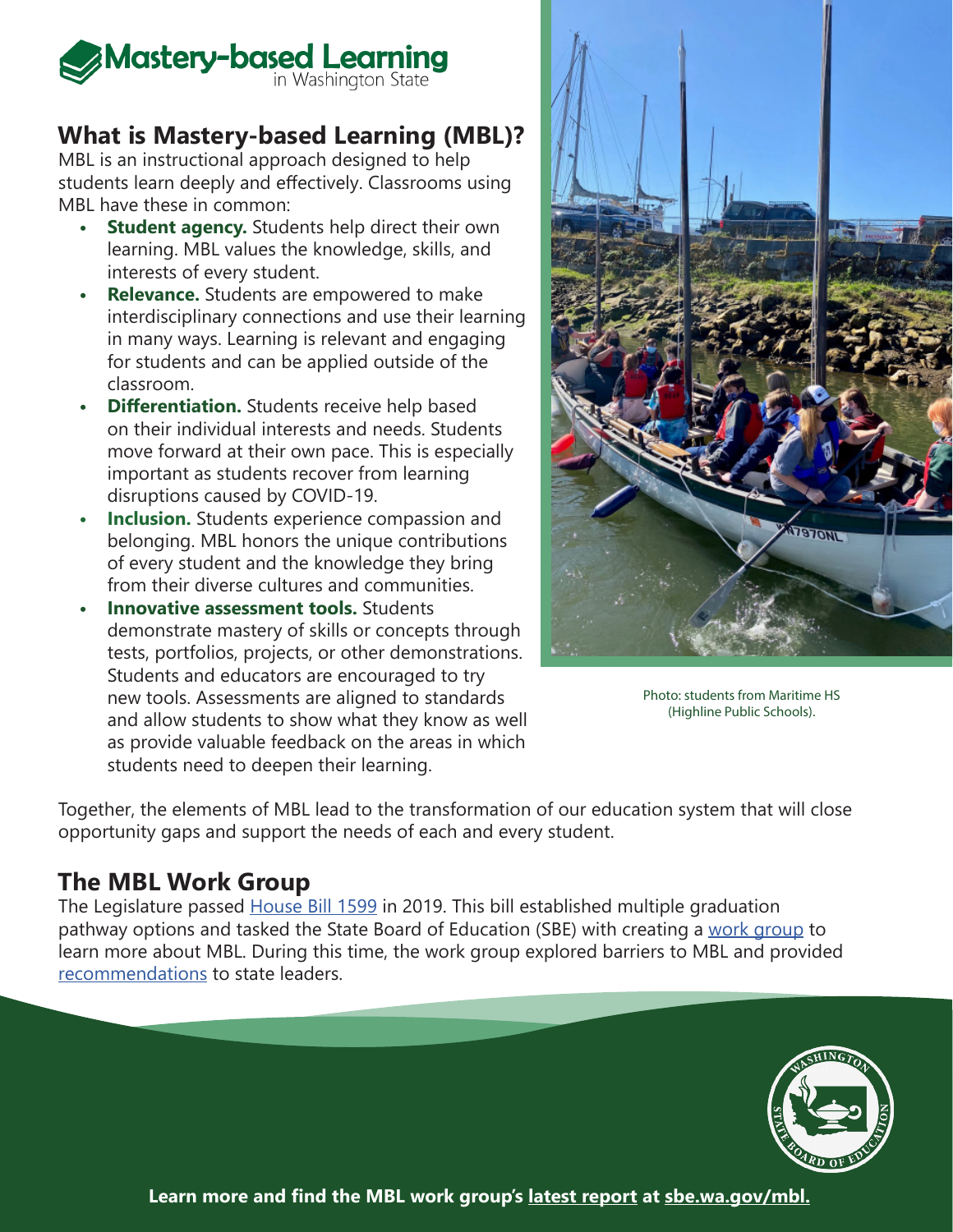# Mastery-based Learning in Washington State

## What is Mastery-based Learning (MBL)?

MBL is an instructional approach designed to help students learn deeply and effectively. Classrooms using MBL have these in common:

- **Student agency.** Students help direct their own learning. MBL values the knowledge, skills, and interests of every student.
- **Relevance.** Students are empowered to make interdisciplinary connections and use their learning in many ways. Learning is relevant and engaging for students and can be applied outside of the classroom.
- **Differentiation.** Students receive help based on their individual interests and needs. Students move forward at their own pace. This is especially important as students recover from learning disruptions caused by COVID-19.
- **Inclusion.** Students experience compassion and belonging. MBL honors the unique contributions of every student and the knowledge they bring from their diverse cultures and communities.
- **Innovative assessment tools.** Students demonstrate mastery of skills or concepts through tests, portfolios, projects, or other demonstrations. Students and educators are encouraged to try new tools. Assessments are aligned to standards and allow students to show what they know as well as provide valuable feedback on the areas in which students need to deepen their learning.

Photo: students from Maritime HS (Highline Public Schools).

Together, the elements of MBL lead to the transformation of our education system that will close opportunity gaps and support the needs of each and every student.

## The MBL Work Group

The Legislature passed House Bill 1599 in 2019. This bill established multiple graduation pathway options and tasked the State Board of Education (SBE) with creating a work group to learn more about MBL. During this time, the work group explored barriers to MBL and provided recommendations to state leaders.

**Learn more and find the MBL work group's latest report at sbe.wa.gov/mbl.**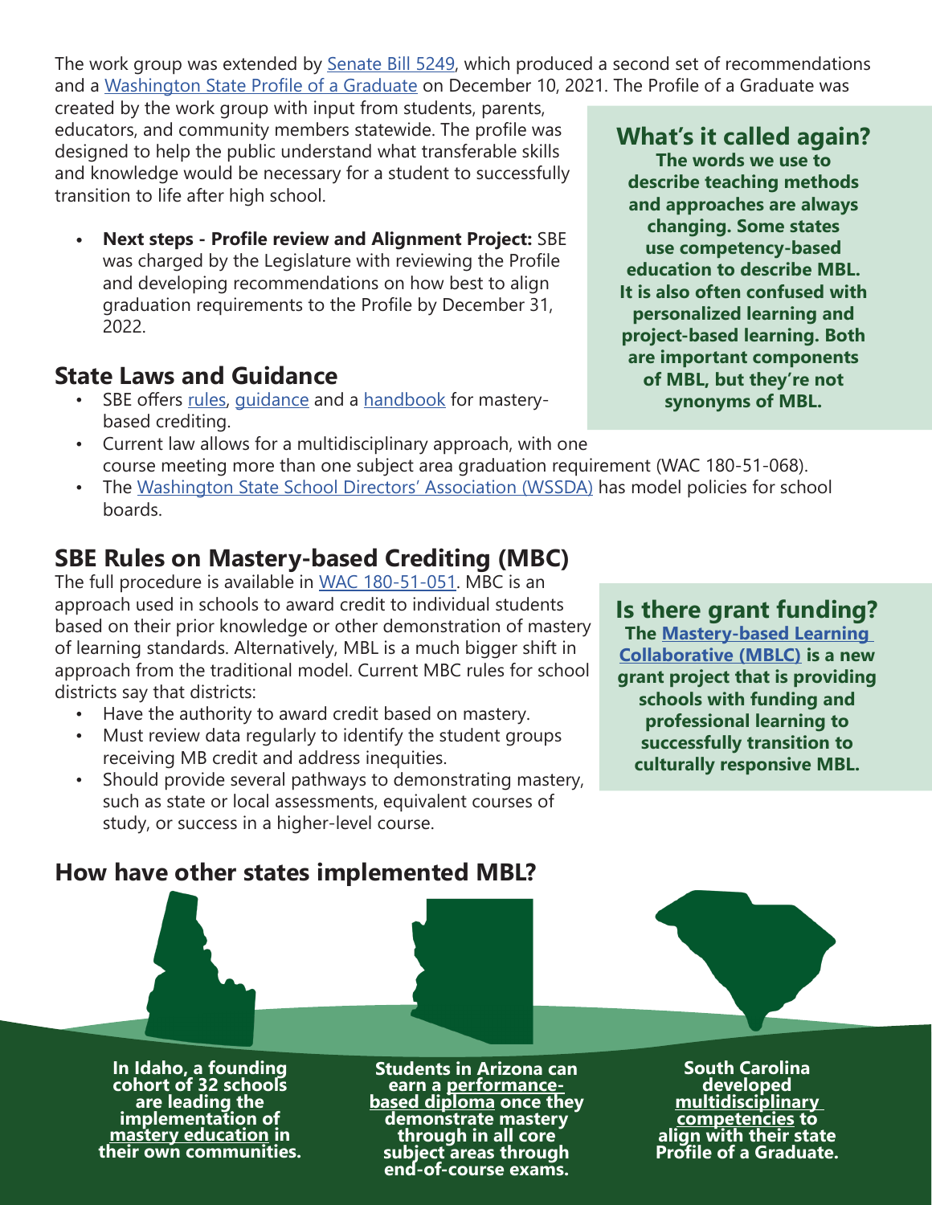The work group was extended by Senate Bill 5249, which produced a second set of recommendations and a Washington State Profile of a Graduate on December 10, 2021. The Profile of a Graduate was created by the work group with input from students, parents, educators, and community members statewide. The profile was designed to help the public understand what transferable skills and knowledge would be necessary for a student to successfully transition to life after high school.

- **Next steps - Profile review and Alignment Project:** SBE was charged by the Legislature with reviewing the Profile and developing recommendations on how best to align graduation requirements to the Profile by December 31, 2022.

## What's it called again?

**The words we use to describe teaching methods and approaches are always changing. Some states use competency-based education to describe MBL. It is also often confused with personalized learning and project-based learning. Both are important components of MBL, but they're not synonyms of MBL.**

## State Laws and Guidance

- SBE offers rules, guidance and a handbook for mastery-based crediting.
- Current law allows for a multidisciplinary approach, with one course meeting more than one subject area graduation requirement (WAC 180-51-068).
- The Washington State School Directors' Association (WSSDA) has model policies for school boards.

## SBE Rules on Mastery-based Crediting (MBC)

The full procedure is available in WAC 180-51-051. MBC is an approach used in schools to award credit to individual students based on their prior knowledge or other demonstration of mastery of learning standards. Alternatively, MBL is a much bigger shift in approach from the traditional model. Current MBC rules for school districts say that districts:

- Have the authority to award credit based on mastery.
- Must review data regularly to identify the student groups receiving MB credit and address inequities.
- Should provide several pathways to demonstrating mastery, such as state or local assessments, equivalent courses of study, or success in a higher-level course.

## Is there grant funding?

**The Mastery-based Learning Collaborative (MBLC) is a new grant project that is providing schools with funding and professional learning to successfully transition to culturally responsive MBL.**

## How have other states implemented MBL?

**In Idaho, a founding cohort of 32 schools are leading the implementation of mastery education in their own communities.**

**Students in Arizona can earn a performance-based diploma once they demonstrate mastery through in all core subject areas through end-of-course exams.**

**South Carolina developed multidisciplinary competencies to align with their state Profile of a Graduate.**